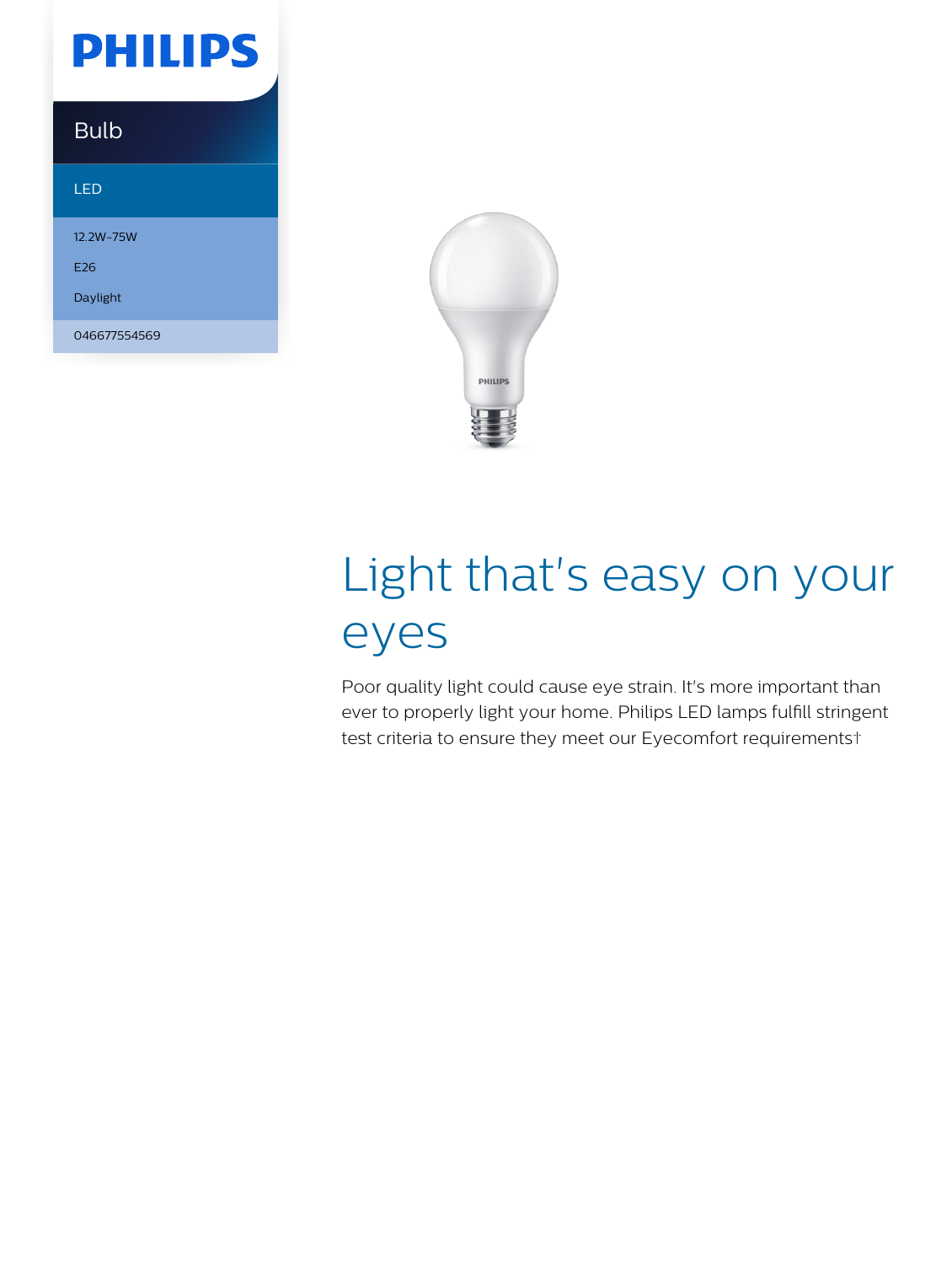# PHILIPS

## Bulb

LED

12.2W-75W

E26

Daylight

046677554569

# Light that's easy on your eyes

Poor quality light could cause eye strain. It's more important than ever to properly light your home. Philips LED lamps fulfill stringent test criteria to ensure they meet our Eyecomfort requirements†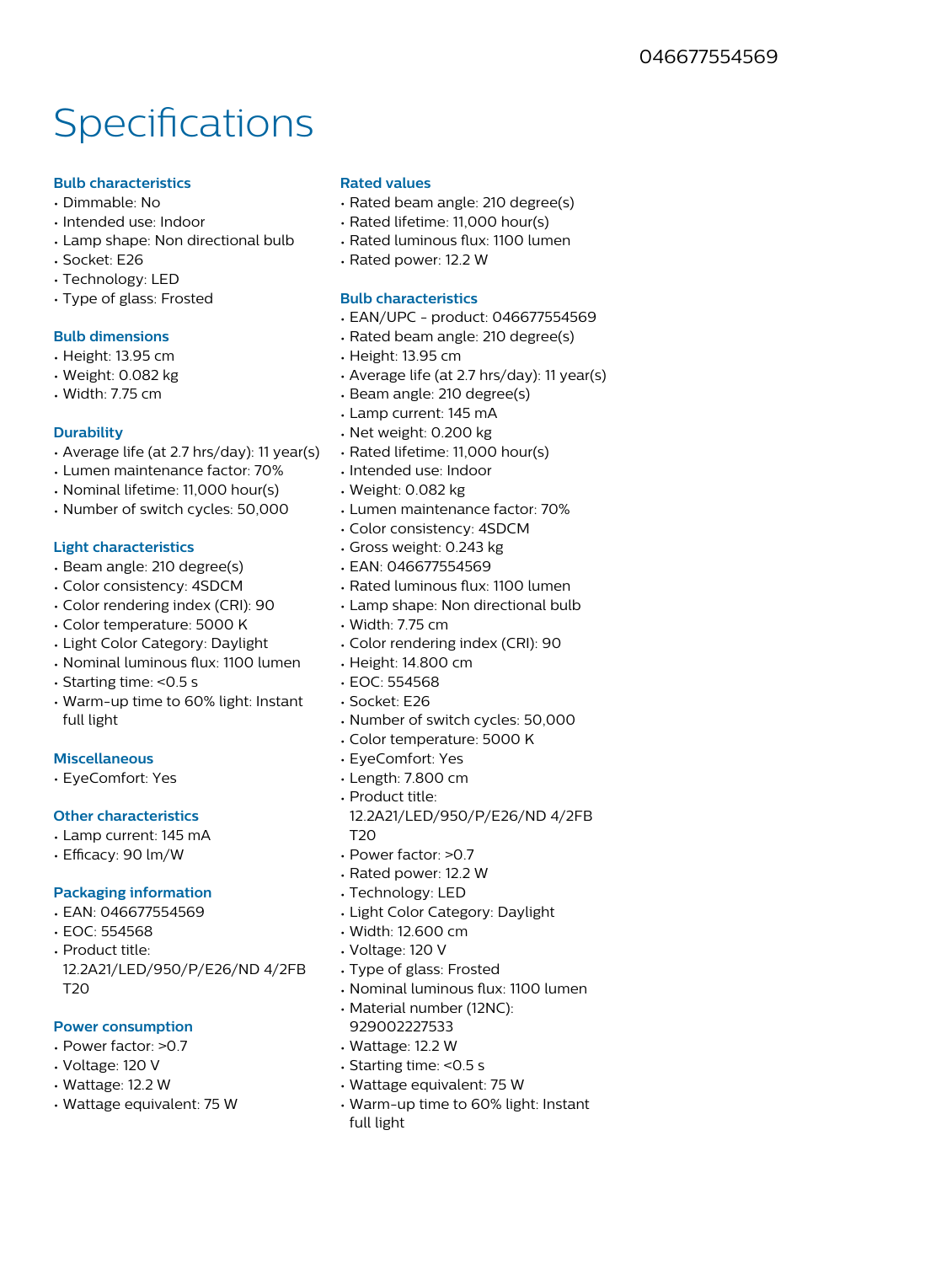046677554569

# Specifications

### Bulb characteristics

- Dimmable: No
- Intended use: Indoor
- Lamp shape: Non directional bulb
- Socket: E26
- Technology: LED
- Type of glass: Frosted

### Bulb dimensions

- Height: 13.95 cm
- Weight: 0.082 kg
- Width: 7.75 cm

### Durability

- Average life (at 2.7 hrs/day): 11 year(s)
- Lumen maintenance factor: 70%
- Nominal lifetime: 11,000 hour(s)
- Number of switch cycles: 50,000

### Light characteristics

- Beam angle: 210 degree(s)
- Color consistency: 4SDCM
- Color rendering index (CRI): 90
- Color temperature: 5000 K
- Light Color Category: Daylight
- Nominal luminous flux: 1100 lumen
- Starting time: <0.5 s
- Warm-up time to 60% light: Instant full light

### Miscellaneous

- EyeComfort: Yes

### Other characteristics

- Lamp current: 145 mA
- Efficacy: 90 lm/W

### Packaging information

- EAN: 046677554569
- EOC: 554568
- Product title: 12.2A21/LED/950/P/E26/ND 4/2FB T20

### Power consumption

- Power factor: >0.7
- Voltage: 120 V
- Wattage: 12.2 W
- Wattage equivalent: 75 W

### Rated values

- Rated beam angle: 210 degree(s)
- Rated lifetime: 11,000 hour(s)
- Rated luminous flux: 1100 lumen
- Rated power: 12.2 W

### Bulb characteristics

- EAN/UPC - product: 046677554569
- Rated beam angle: 210 degree(s)
- Height: 13.95 cm
- Average life (at 2.7 hrs/day): 11 year(s)
- Beam angle: 210 degree(s)
- Lamp current: 145 mA
- Net weight: 0.200 kg
- Rated lifetime: 11,000 hour(s)
- Intended use: Indoor
- Weight: 0.082 kg
- Lumen maintenance factor: 70%
- Color consistency: 4SDCM
- Gross weight: 0.243 kg
- EAN: 046677554569
- Rated luminous flux: 1100 lumen
- Lamp shape: Non directional bulb
- Width: 7.75 cm
- Color rendering index (CRI): 90
- Height: 14.800 cm
- EOC: 554568
- Socket: E26
- Number of switch cycles: 50,000
- Color temperature: 5000 K
- EyeComfort: Yes
- Length: 7.800 cm
- Product title: 12.2A21/LED/950/P/E26/ND 4/2FB T20
- Power factor: >0.7
- Rated power: 12.2 W
- Technology: LED
- Light Color Category: Daylight
- Width: 12.600 cm
- Voltage: 120 V
- Type of glass: Frosted
- Nominal luminous flux: 1100 lumen
- Material number (12NC): 929002227533
- Wattage: 12.2 W
- Starting time: <0.5 s
- Wattage equivalent: 75 W
- Warm-up time to 60% light: Instant full light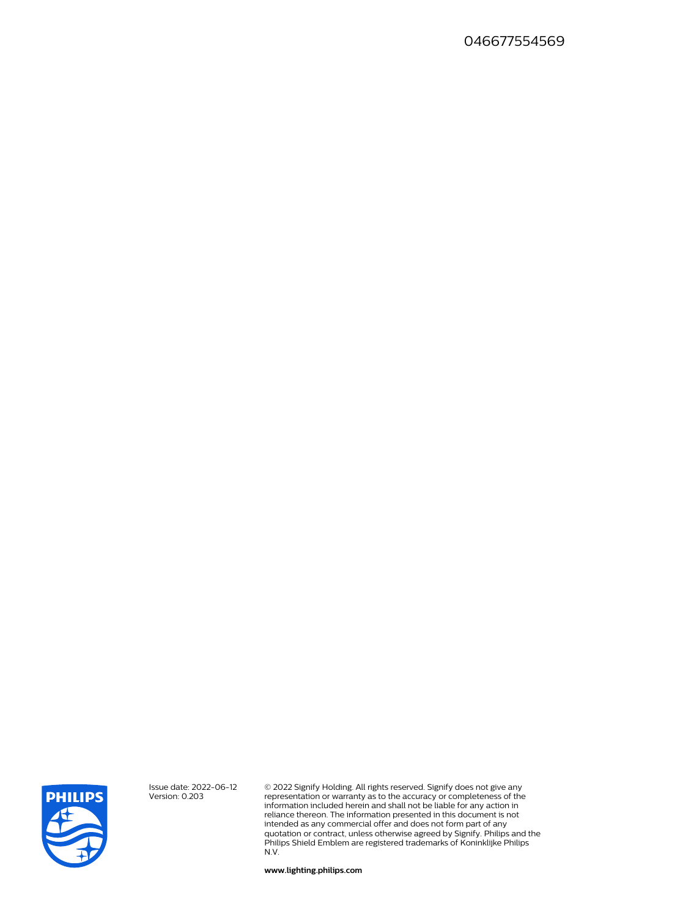046677554569

Issue date: 2022-06-12
Version: 0.203

© 2022 Signify Holding. All rights reserved. Signify does not give any representation or warranty as to the accuracy or completeness of the information included herein and shall not be liable for any action in reliance thereon. The information presented in this document is not intended as any commercial offer and does not form part of any quotation or contract, unless otherwise agreed by Signify. Philips and the Philips Shield Emblem are registered trademarks of Koninklijke Philips N.V.

**www.lighting.philips.com**